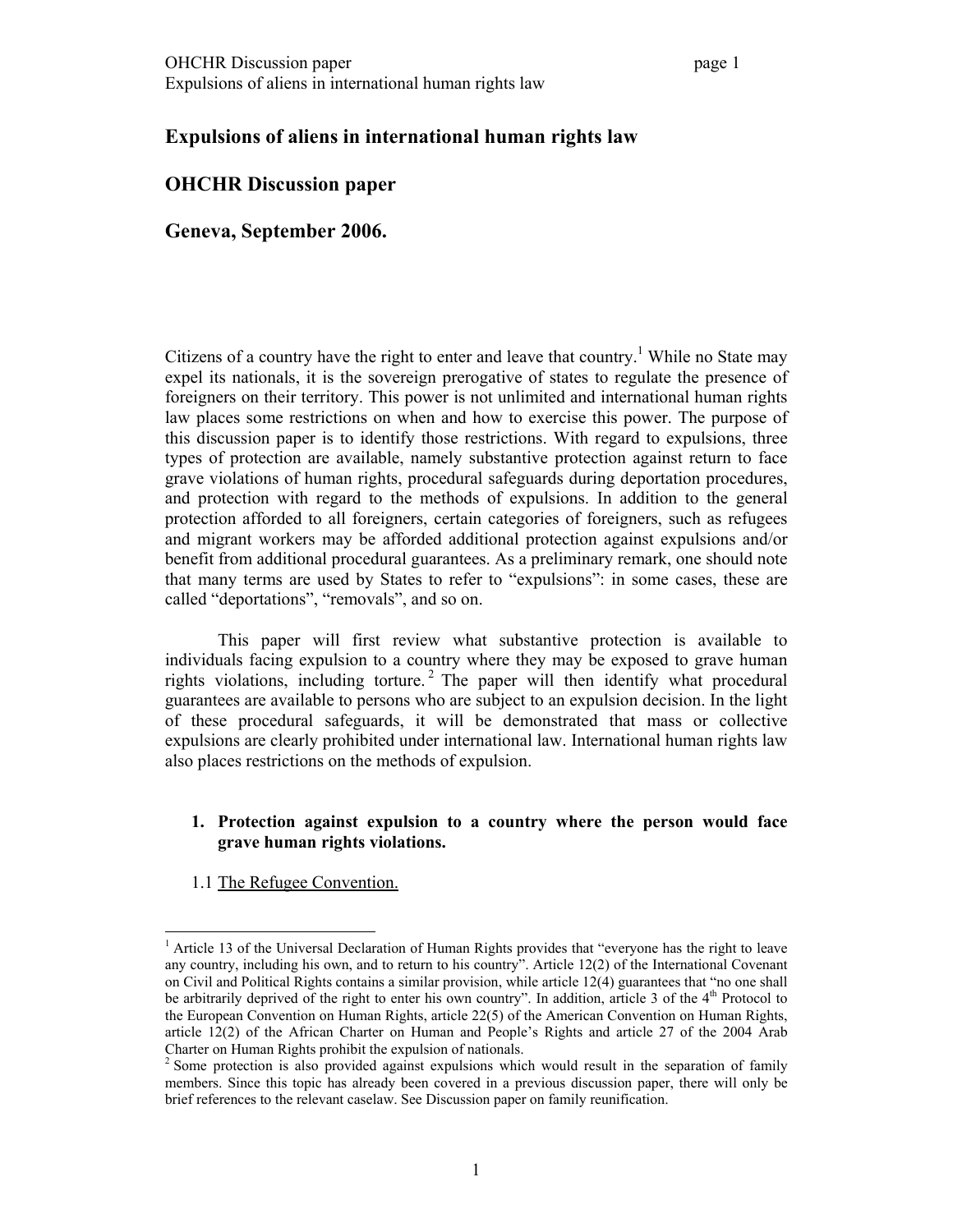# Expulsions of aliens in international human rights law

## OHCHR Discussion paper

## Geneva, September 2006.

Citizens of a country have the right to enter and leave that country.[1] While no State may expel its nationals, it is the sovereign prerogative of states to regulate the presence of foreigners on their territory. This power is not unlimited and international human rights law places some restrictions on when and how to exercise this power. The purpose of this discussion paper is to identify those restrictions. With regard to expulsions, three types of protection are available, namely substantive protection against return to face grave violations of human rights, procedural safeguards during deportation procedures, and protection with regard to the methods of expulsions. In addition to the general protection afforded to all foreigners, certain categories of foreigners, such as refugees and migrant workers may be afforded additional protection against expulsions and/or benefit from additional procedural guarantees. As a preliminary remark, one should note that many terms are used by States to refer to "expulsions": in some cases, these are called "deportations", "removals", and so on.

This paper will first review what substantive protection is available to individuals facing expulsion to a country where they may be exposed to grave human rights violations, including torture.[2] The paper will then identify what procedural guarantees are available to persons who are subject to an expulsion decision. In the light of these procedural safeguards, it will be demonstrated that mass or collective expulsions are clearly prohibited under international law. International human rights law also places restrictions on the methods of expulsion.

### 1. Protection against expulsion to a country where the person would face grave human rights violations.

1.1 The Refugee Convention.

---

[1] Article 13 of the Universal Declaration of Human Rights provides that "everyone has the right to leave any country, including his own, and to return to his country". Article 12(2) of the International Covenant on Civil and Political Rights contains a similar provision, while article 12(4) guarantees that "no one shall be arbitrarily deprived of the right to enter his own country". In addition, article 3 of the 4th Protocol to the European Convention on Human Rights, article 22(5) of the American Convention on Human Rights, article 12(2) of the African Charter on Human and People's Rights and article 27 of the 2004 Arab Charter on Human Rights prohibit the expulsion of nationals.

[2] Some protection is also provided against expulsions which would result in the separation of family members. Since this topic has already been covered in a previous discussion paper, there will only be brief references to the relevant caselaw. See Discussion paper on family reunification.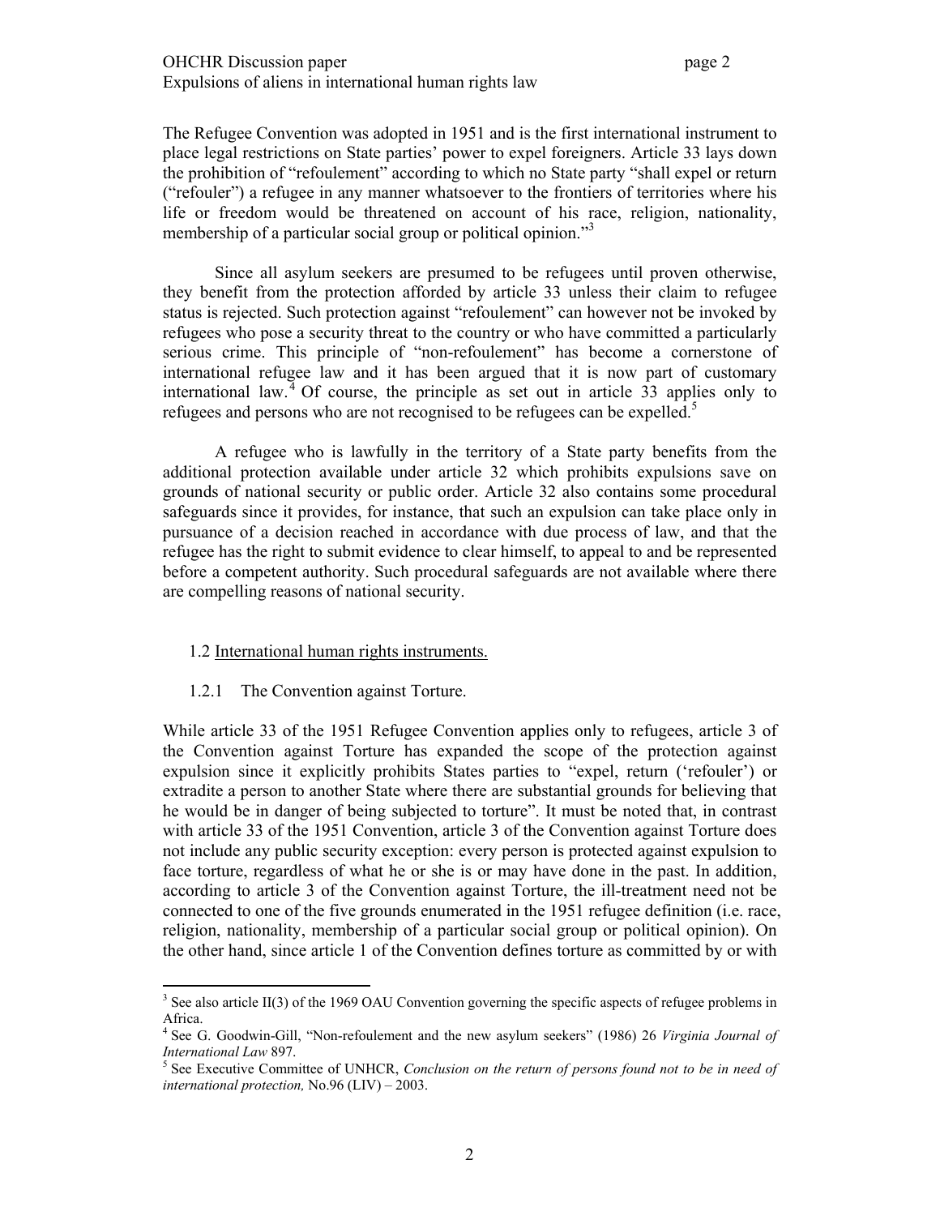The Refugee Convention was adopted in 1951 and is the first international instrument to place legal restrictions on State parties' power to expel foreigners. Article 33 lays down the prohibition of "refoulement" according to which no State party "shall expel or return ("refouler") a refugee in any manner whatsoever to the frontiers of territories where his life or freedom would be threatened on account of his race, religion, nationality, membership of a particular social group or political opinion."[3]

Since all asylum seekers are presumed to be refugees until proven otherwise, they benefit from the protection afforded by article 33 unless their claim to refugee status is rejected. Such protection against "refoulement" can however not be invoked by refugees who pose a security threat to the country or who have committed a particularly serious crime. This principle of "non-refoulement" has become a cornerstone of international refugee law and it has been argued that it is now part of customary international law.[4] Of course, the principle as set out in article 33 applies only to refugees and persons who are not recognised to be refugees can be expelled.[5]

A refugee who is lawfully in the territory of a State party benefits from the additional protection available under article 32 which prohibits expulsions save on grounds of national security or public order. Article 32 also contains some procedural safeguards since it provides, for instance, that such an expulsion can take place only in pursuance of a decision reached in accordance with due process of law, and that the refugee has the right to submit evidence to clear himself, to appeal to and be represented before a competent authority. Such procedural safeguards are not available where there are compelling reasons of national security.

### 1.2 International human rights instruments.

#### 1.2.1 The Convention against Torture.

While article 33 of the 1951 Refugee Convention applies only to refugees, article 3 of the Convention against Torture has expanded the scope of the protection against expulsion since it explicitly prohibits States parties to "expel, return ('refouler') or extradite a person to another State where there are substantial grounds for believing that he would be in danger of being subjected to torture". It must be noted that, in contrast with article 33 of the 1951 Convention, article 3 of the Convention against Torture does not include any public security exception: every person is protected against expulsion to face torture, regardless of what he or she is or may have done in the past. In addition, according to article 3 of the Convention against Torture, the ill-treatment need not be connected to one of the five grounds enumerated in the 1951 refugee definition (i.e. race, religion, nationality, membership of a particular social group or political opinion). On the other hand, since article 1 of the Convention defines torture as committed by or with

---

[3] See also article II(3) of the 1969 OAU Convention governing the specific aspects of refugee problems in Africa.

[4] See G. Goodwin-Gill, "Non-refoulement and the new asylum seekers" (1986) 26 *Virginia Journal of International Law* 897.

[5] See Executive Committee of UNHCR, *Conclusion on the return of persons found not to be in need of international protection,* No.96 (LIV) – 2003.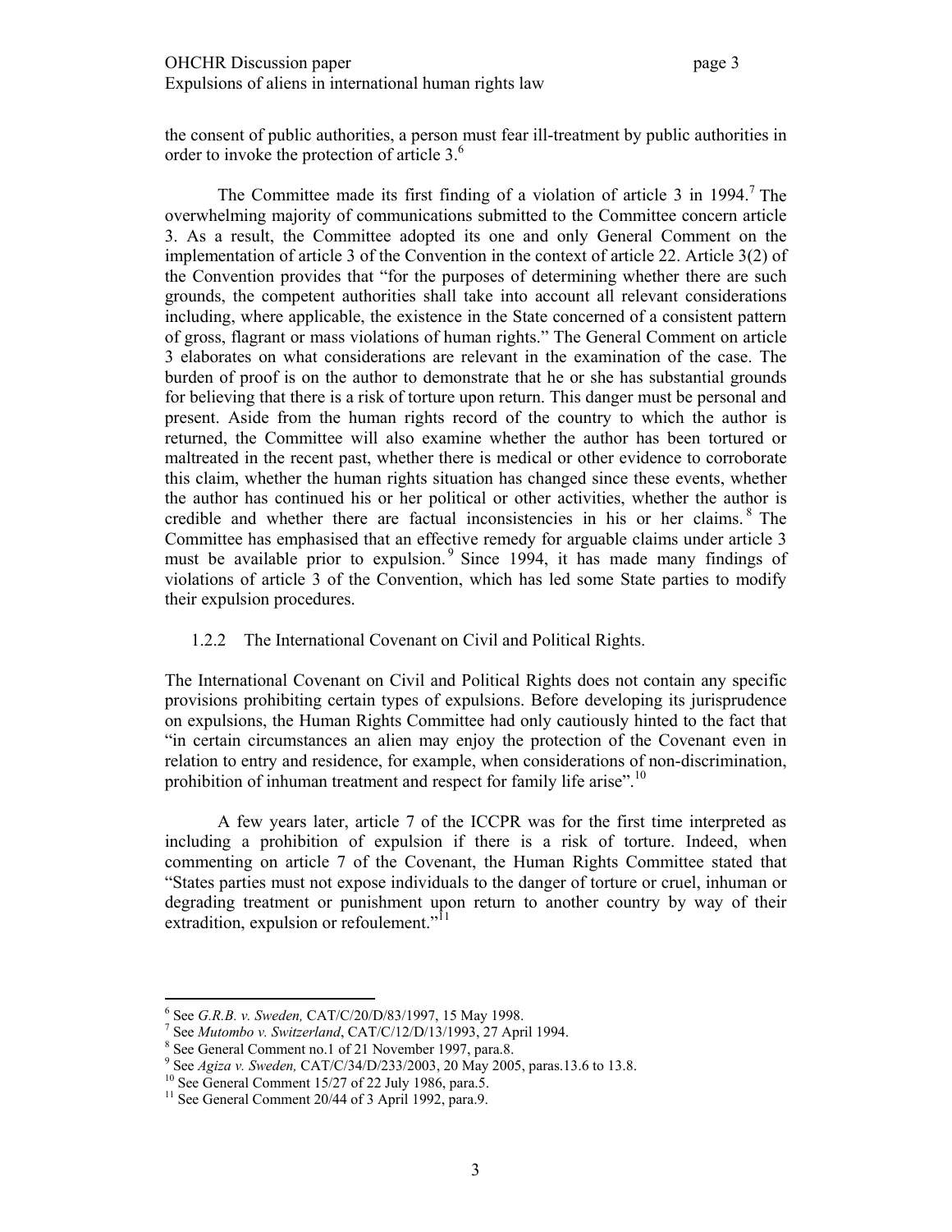the consent of public authorities, a person must fear ill-treatment by public authorities in order to invoke the protection of article 3.[6]

The Committee made its first finding of a violation of article 3 in 1994.[7] The overwhelming majority of communications submitted to the Committee concern article 3. As a result, the Committee adopted its one and only General Comment on the implementation of article 3 of the Convention in the context of article 22. Article 3(2) of the Convention provides that "for the purposes of determining whether there are such grounds, the competent authorities shall take into account all relevant considerations including, where applicable, the existence in the State concerned of a consistent pattern of gross, flagrant or mass violations of human rights." The General Comment on article 3 elaborates on what considerations are relevant in the examination of the case. The burden of proof is on the author to demonstrate that he or she has substantial grounds for believing that there is a risk of torture upon return. This danger must be personal and present. Aside from the human rights record of the country to which the author is returned, the Committee will also examine whether the author has been tortured or maltreated in the recent past, whether there is medical or other evidence to corroborate this claim, whether the human rights situation has changed since these events, whether the author has continued his or her political or other activities, whether the author is credible and whether there are factual inconsistencies in his or her claims.[8] The Committee has emphasised that an effective remedy for arguable claims under article 3 must be available prior to expulsion.[9] Since 1994, it has made many findings of violations of article 3 of the Convention, which has led some State parties to modify their expulsion procedures.

### 1.2.2 The International Covenant on Civil and Political Rights.

The International Covenant on Civil and Political Rights does not contain any specific provisions prohibiting certain types of expulsions. Before developing its jurisprudence on expulsions, the Human Rights Committee had only cautiously hinted to the fact that "in certain circumstances an alien may enjoy the protection of the Covenant even in relation to entry and residence, for example, when considerations of non-discrimination, prohibition of inhuman treatment and respect for family life arise".[10]

A few years later, article 7 of the ICCPR was for the first time interpreted as including a prohibition of expulsion if there is a risk of torture. Indeed, when commenting on article 7 of the Covenant, the Human Rights Committee stated that "States parties must not expose individuals to the danger of torture or cruel, inhuman or degrading treatment or punishment upon return to another country by way of their extradition, expulsion or refoulement."[11]

---

[6] See *G.R.B. v. Sweden,* CAT/C/20/D/83/1997, 15 May 1998.

[7] See *Mutombo v. Switzerland*, CAT/C/12/D/13/1993, 27 April 1994.

[8] See General Comment no.1 of 21 November 1997, para.8.

[9] See *Agiza v. Sweden,* CAT/C/34/D/233/2003, 20 May 2005, paras.13.6 to 13.8.

[10] See General Comment 15/27 of 22 July 1986, para.5.

[11] See General Comment 20/44 of 3 April 1992, para.9.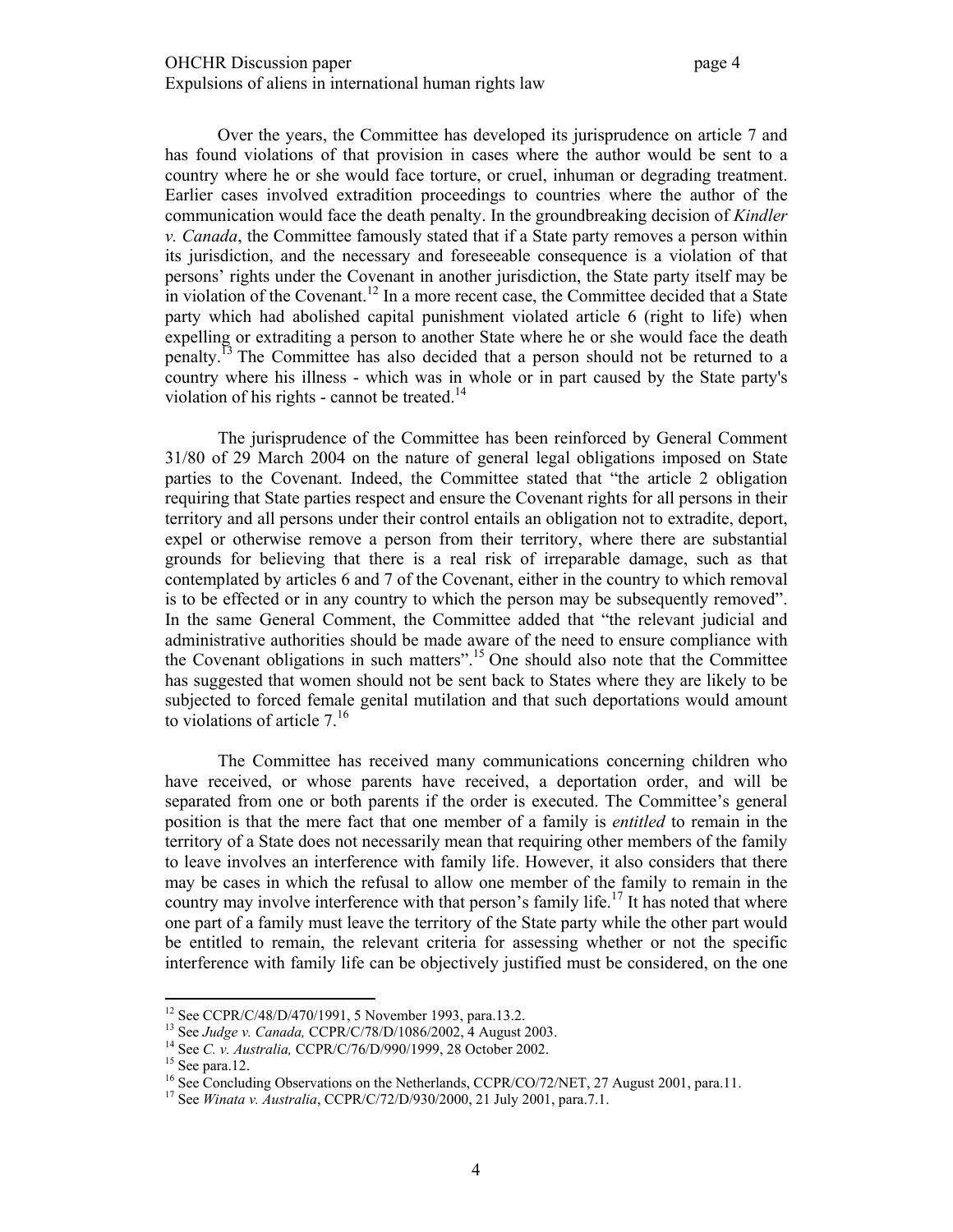Over the years, the Committee has developed its jurisprudence on article 7 and has found violations of that provision in cases where the author would be sent to a country where he or she would face torture, or cruel, inhuman or degrading treatment. Earlier cases involved extradition proceedings to countries where the author of the communication would face the death penalty. In the groundbreaking decision of *Kindler v. Canada*, the Committee famously stated that if a State party removes a person within its jurisdiction, and the necessary and foreseeable consequence is a violation of that persons' rights under the Covenant in another jurisdiction, the State party itself may be in violation of the Covenant.[12] In a more recent case, the Committee decided that a State party which had abolished capital punishment violated article 6 (right to life) when expelling or extraditing a person to another State where he or she would face the death penalty.[13] The Committee has also decided that a person should not be returned to a country where his illness - which was in whole or in part caused by the State party's violation of his rights - cannot be treated.[14]

The jurisprudence of the Committee has been reinforced by General Comment 31/80 of 29 March 2004 on the nature of general legal obligations imposed on State parties to the Covenant. Indeed, the Committee stated that "the article 2 obligation requiring that State parties respect and ensure the Covenant rights for all persons in their territory and all persons under their control entails an obligation not to extradite, deport, expel or otherwise remove a person from their territory, where there are substantial grounds for believing that there is a real risk of irreparable damage, such as that contemplated by articles 6 and 7 of the Covenant, either in the country to which removal is to be effected or in any country to which the person may be subsequently removed". In the same General Comment, the Committee added that "the relevant judicial and administrative authorities should be made aware of the need to ensure compliance with the Covenant obligations in such matters".[15] One should also note that the Committee has suggested that women should not be sent back to States where they are likely to be subjected to forced female genital mutilation and that such deportations would amount to violations of article 7.[16]

The Committee has received many communications concerning children who have received, or whose parents have received, a deportation order, and will be separated from one or both parents if the order is executed. The Committee's general position is that the mere fact that one member of a family is *entitled* to remain in the territory of a State does not necessarily mean that requiring other members of the family to leave involves an interference with family life. However, it also considers that there may be cases in which the refusal to allow one member of the family to remain in the country may involve interference with that person's family life.[17] It has noted that where one part of a family must leave the territory of the State party while the other part would be entitled to remain, the relevant criteria for assessing whether or not the specific interference with family life can be objectively justified must be considered, on the one

---

[12] See CCPR/C/48/D/470/1991, 5 November 1993, para.13.2.

[13] See *Judge v. Canada,* CCPR/C/78/D/1086/2002, 4 August 2003.

[14] See *C. v. Australia,* CCPR/C/76/D/990/1999, 28 October 2002.

[15] See para.12.

[16] See Concluding Observations on the Netherlands, CCPR/CO/72/NET, 27 August 2001, para.11.

[17] See *Winata v. Australia*, CCPR/C/72/D/930/2000, 21 July 2001, para.7.1.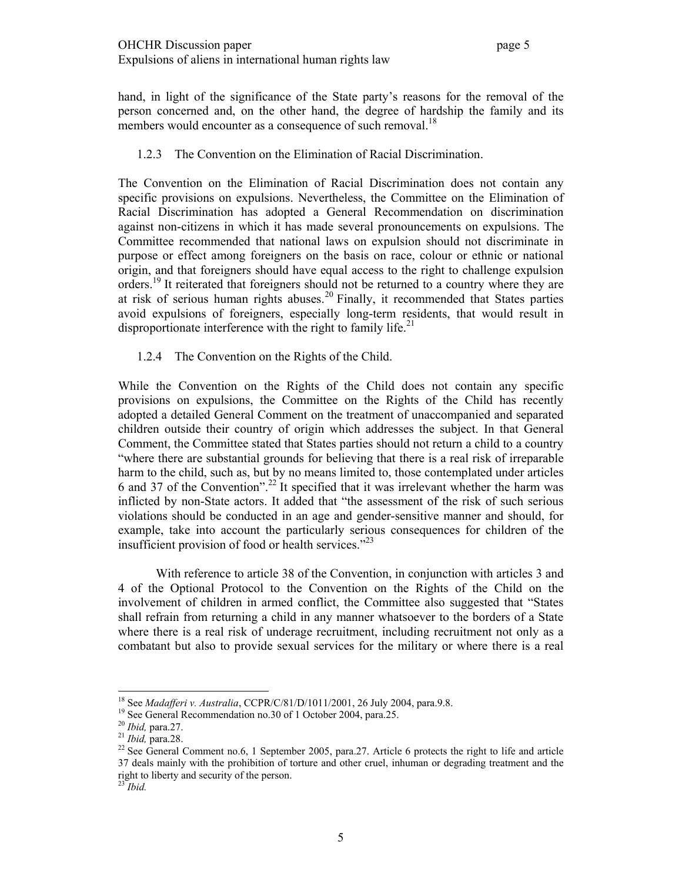hand, in light of the significance of the State party's reasons for the removal of the person concerned and, on the other hand, the degree of hardship the family and its members would encounter as a consequence of such removal.[18]

### 1.2.3 The Convention on the Elimination of Racial Discrimination.

The Convention on the Elimination of Racial Discrimination does not contain any specific provisions on expulsions. Nevertheless, the Committee on the Elimination of Racial Discrimination has adopted a General Recommendation on discrimination against non-citizens in which it has made several pronouncements on expulsions. The Committee recommended that national laws on expulsion should not discriminate in purpose or effect among foreigners on the basis on race, colour or ethnic or national origin, and that foreigners should have equal access to the right to challenge expulsion orders.[19] It reiterated that foreigners should not be returned to a country where they are at risk of serious human rights abuses.[20] Finally, it recommended that States parties avoid expulsions of foreigners, especially long-term residents, that would result in disproportionate interference with the right to family life.[21]

### 1.2.4 The Convention on the Rights of the Child.

While the Convention on the Rights of the Child does not contain any specific provisions on expulsions, the Committee on the Rights of the Child has recently adopted a detailed General Comment on the treatment of unaccompanied and separated children outside their country of origin which addresses the subject. In that General Comment, the Committee stated that States parties should not return a child to a country "where there are substantial grounds for believing that there is a real risk of irreparable harm to the child, such as, but by no means limited to, those contemplated under articles 6 and 37 of the Convention".[22] It specified that it was irrelevant whether the harm was inflicted by non-State actors. It added that "the assessment of the risk of such serious violations should be conducted in an age and gender-sensitive manner and should, for example, take into account the particularly serious consequences for children of the insufficient provision of food or health services."[23]

With reference to article 38 of the Convention, in conjunction with articles 3 and 4 of the Optional Protocol to the Convention on the Rights of the Child on the involvement of children in armed conflict, the Committee also suggested that "States shall refrain from returning a child in any manner whatsoever to the borders of a State where there is a real risk of underage recruitment, including recruitment not only as a combatant but also to provide sexual services for the military or where there is a real

---

[18] See *Madafferi v. Australia*, CCPR/C/81/D/1011/2001, 26 July 2004, para.9.8.

[19] See General Recommendation no.30 of 1 October 2004, para.25.

[20] *Ibid,* para.27.

[21] *Ibid,* para.28.

[22] See General Comment no.6, 1 September 2005, para.27. Article 6 protects the right to life and article 37 deals mainly with the prohibition of torture and other cruel, inhuman or degrading treatment and the right to liberty and security of the person.

[23] *Ibid.*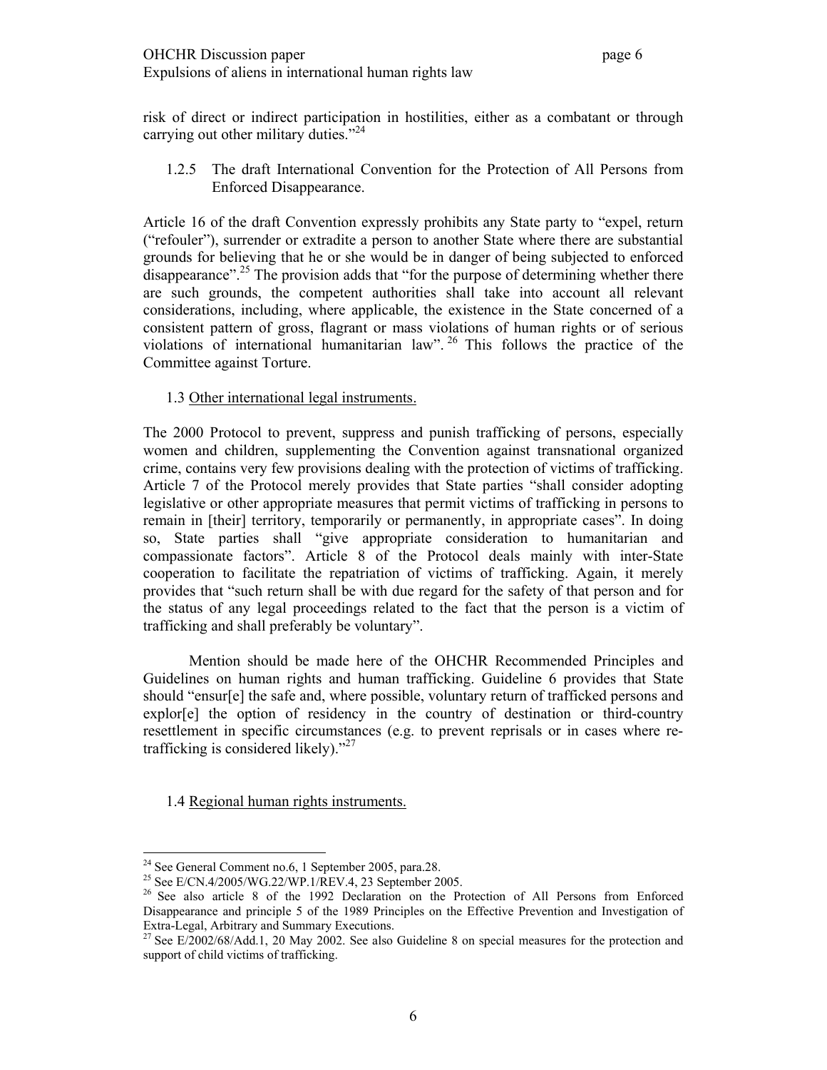risk of direct or indirect participation in hostilities, either as a combatant or through carrying out other military duties."[24]

### 1.2.5 The draft International Convention for the Protection of All Persons from Enforced Disappearance.

Article 16 of the draft Convention expressly prohibits any State party to "expel, return ("refouler"), surrender or extradite a person to another State where there are substantial grounds for believing that he or she would be in danger of being subjected to enforced disappearance".[25] The provision adds that "for the purpose of determining whether there are such grounds, the competent authorities shall take into account all relevant considerations, including, where applicable, the existence in the State concerned of a consistent pattern of gross, flagrant or mass violations of human rights or of serious violations of international humanitarian law".[26] This follows the practice of the Committee against Torture.

### 1.3 Other international legal instruments.

The 2000 Protocol to prevent, suppress and punish trafficking of persons, especially women and children, supplementing the Convention against transnational organized crime, contains very few provisions dealing with the protection of victims of trafficking. Article 7 of the Protocol merely provides that State parties "shall consider adopting legislative or other appropriate measures that permit victims of trafficking in persons to remain in [their] territory, temporarily or permanently, in appropriate cases". In doing so, State parties shall "give appropriate consideration to humanitarian and compassionate factors". Article 8 of the Protocol deals mainly with inter-State cooperation to facilitate the repatriation of victims of trafficking. Again, it merely provides that "such return shall be with due regard for the safety of that person and for the status of any legal proceedings related to the fact that the person is a victim of trafficking and shall preferably be voluntary".

Mention should be made here of the OHCHR Recommended Principles and Guidelines on human rights and human trafficking. Guideline 6 provides that State should "ensur[e] the safe and, where possible, voluntary return of trafficked persons and explor[e] the option of residency in the country of destination or third-country resettlement in specific circumstances (e.g. to prevent reprisals or in cases where re-trafficking is considered likely)."[27]

### 1.4 Regional human rights instruments.

---

[24] See General Comment no.6, 1 September 2005, para.28.

[25] See E/CN.4/2005/WG.22/WP.1/REV.4, 23 September 2005.

[26] See also article 8 of the 1992 Declaration on the Protection of All Persons from Enforced Disappearance and principle 5 of the 1989 Principles on the Effective Prevention and Investigation of Extra-Legal, Arbitrary and Summary Executions.

[27] See E/2002/68/Add.1, 20 May 2002. See also Guideline 8 on special measures for the protection and support of child victims of trafficking.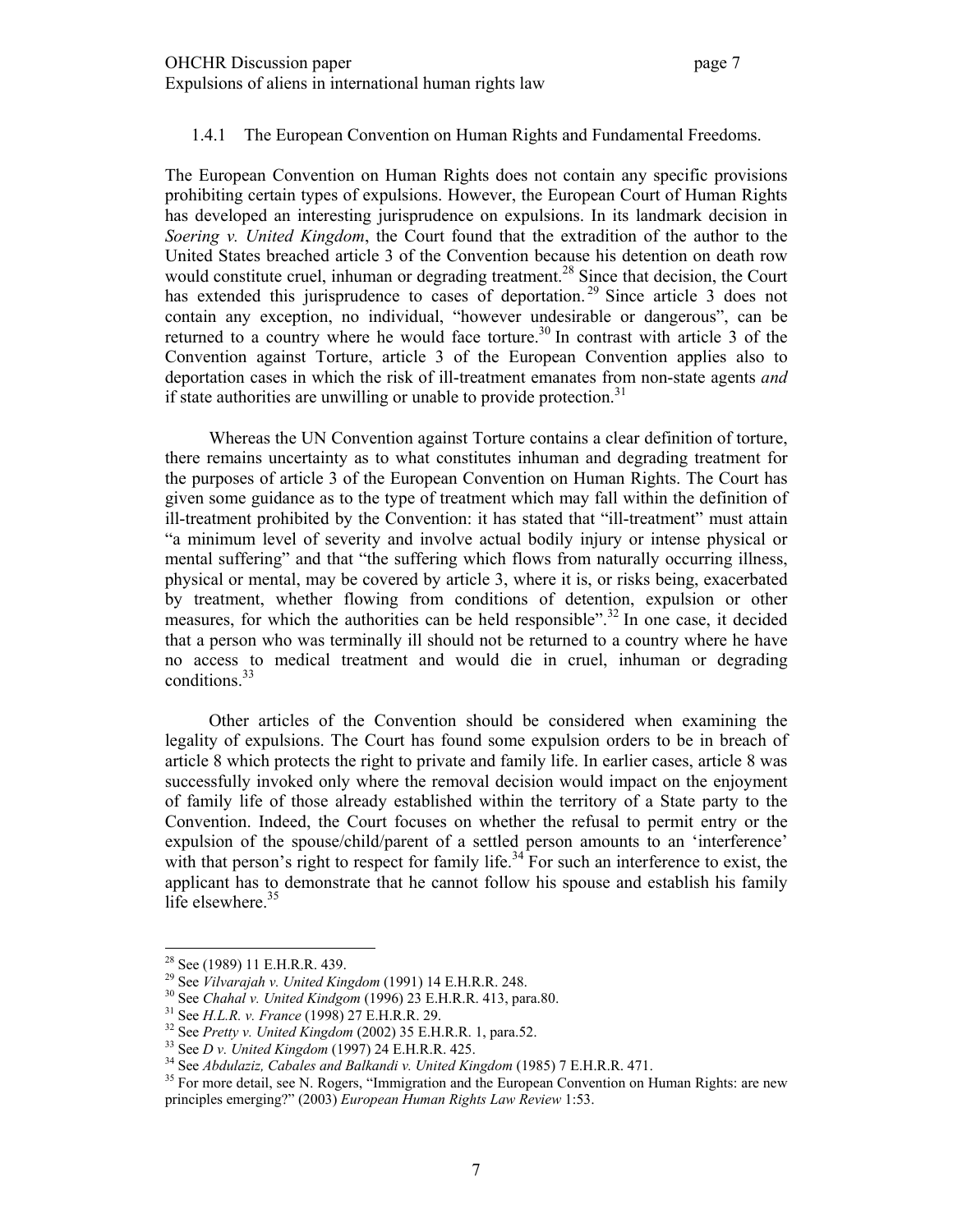### 1.4.1 The European Convention on Human Rights and Fundamental Freedoms.

The European Convention on Human Rights does not contain any specific provisions prohibiting certain types of expulsions. However, the European Court of Human Rights has developed an interesting jurisprudence on expulsions. In its landmark decision in *Soering v. United Kingdom*, the Court found that the extradition of the author to the United States breached article 3 of the Convention because his detention on death row would constitute cruel, inhuman or degrading treatment.[28] Since that decision, the Court has extended this jurisprudence to cases of deportation.[29] Since article 3 does not contain any exception, no individual, "however undesirable or dangerous", can be returned to a country where he would face torture.[30] In contrast with article 3 of the Convention against Torture, article 3 of the European Convention applies also to deportation cases in which the risk of ill-treatment emanates from non-state agents *and* if state authorities are unwilling or unable to provide protection.[31]

Whereas the UN Convention against Torture contains a clear definition of torture, there remains uncertainty as to what constitutes inhuman and degrading treatment for the purposes of article 3 of the European Convention on Human Rights. The Court has given some guidance as to the type of treatment which may fall within the definition of ill-treatment prohibited by the Convention: it has stated that "ill-treatment" must attain "a minimum level of severity and involve actual bodily injury or intense physical or mental suffering" and that "the suffering which flows from naturally occurring illness, physical or mental, may be covered by article 3, where it is, or risks being, exacerbated by treatment, whether flowing from conditions of detention, expulsion or other measures, for which the authorities can be held responsible".[32] In one case, it decided that a person who was terminally ill should not be returned to a country where he have no access to medical treatment and would die in cruel, inhuman or degrading conditions.[33]

Other articles of the Convention should be considered when examining the legality of expulsions. The Court has found some expulsion orders to be in breach of article 8 which protects the right to private and family life. In earlier cases, article 8 was successfully invoked only where the removal decision would impact on the enjoyment of family life of those already established within the territory of a State party to the Convention. Indeed, the Court focuses on whether the refusal to permit entry or the expulsion of the spouse/child/parent of a settled person amounts to an 'interference' with that person's right to respect for family life.[34] For such an interference to exist, the applicant has to demonstrate that he cannot follow his spouse and establish his family life elsewhere.[35]

---

[28] See (1989) 11 E.H.R.R. 439.

[29] See *Vilvarajah v. United Kingdom* (1991) 14 E.H.R.R. 248.

[30] See *Chahal v. United Kindgom* (1996) 23 E.H.R.R. 413, para.80.

[31] See *H.L.R. v. France* (1998) 27 E.H.R.R. 29.

[32] See *Pretty v. United Kingdom* (2002) 35 E.H.R.R. 1, para.52.

[33] See *D v. United Kingdom* (1997) 24 E.H.R.R. 425.

[34] See *Abdulaziz, Cabales and Balkandi v. United Kingdom* (1985) 7 E.H.R.R. 471.

[35] For more detail, see N. Rogers, "Immigration and the European Convention on Human Rights: are new principles emerging?" (2003) *European Human Rights Law Review* 1:53.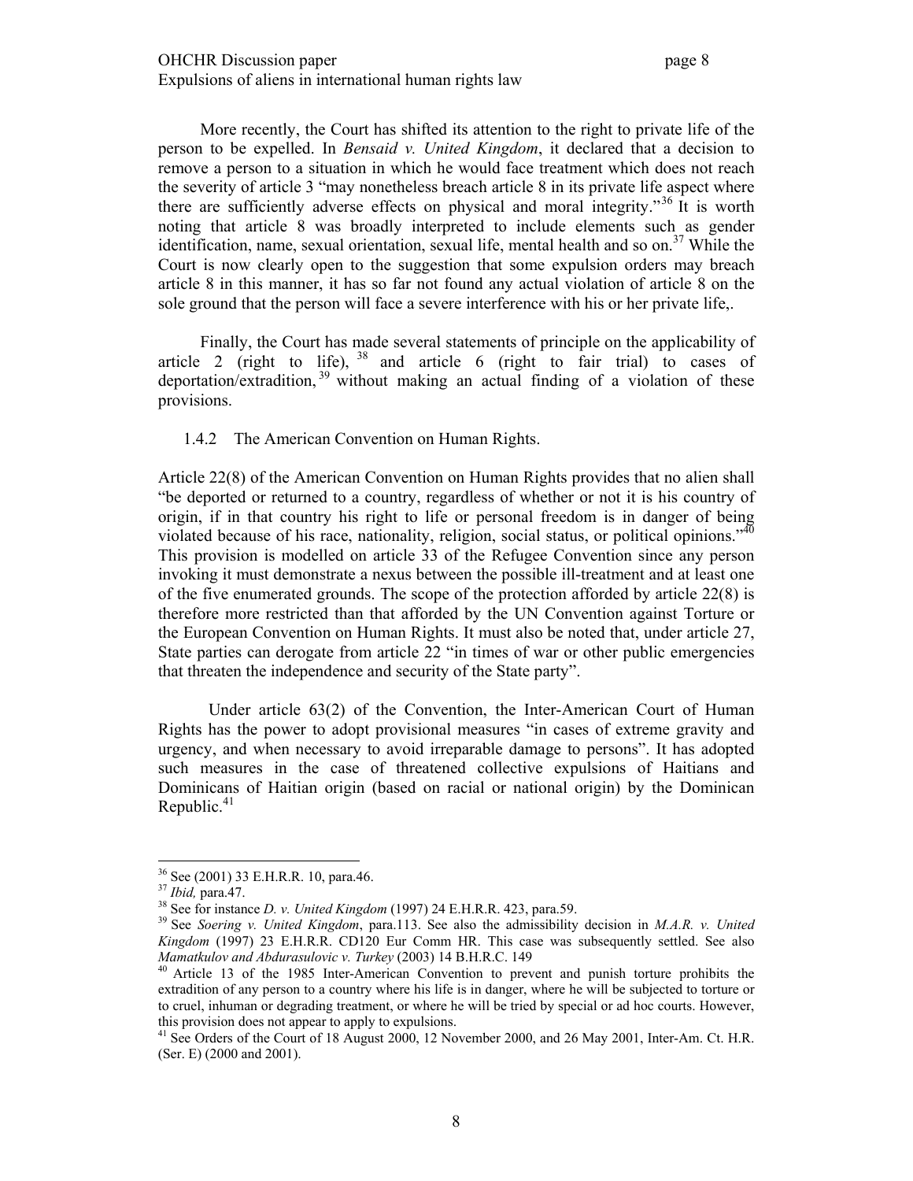More recently, the Court has shifted its attention to the right to private life of the person to be expelled. In *Bensaid v. United Kingdom*, it declared that a decision to remove a person to a situation in which he would face treatment which does not reach the severity of article 3 "may nonetheless breach article 8 in its private life aspect where there are sufficiently adverse effects on physical and moral integrity."[36] It is worth noting that article 8 was broadly interpreted to include elements such as gender identification, name, sexual orientation, sexual life, mental health and so on.[37] While the Court is now clearly open to the suggestion that some expulsion orders may breach article 8 in this manner, it has so far not found any actual violation of article 8 on the sole ground that the person will face a severe interference with his or her private life,.

Finally, the Court has made several statements of principle on the applicability of article 2 (right to life), [38] and article 6 (right to fair trial) to cases of deportation/extradition,[39] without making an actual finding of a violation of these provisions.

### 1.4.2 The American Convention on Human Rights.

Article 22(8) of the American Convention on Human Rights provides that no alien shall "be deported or returned to a country, regardless of whether or not it is his country of origin, if in that country his right to life or personal freedom is in danger of being violated because of his race, nationality, religion, social status, or political opinions."[40] This provision is modelled on article 33 of the Refugee Convention since any person invoking it must demonstrate a nexus between the possible ill-treatment and at least one of the five enumerated grounds. The scope of the protection afforded by article 22(8) is therefore more restricted than that afforded by the UN Convention against Torture or the European Convention on Human Rights. It must also be noted that, under article 27, State parties can derogate from article 22 "in times of war or other public emergencies that threaten the independence and security of the State party".

Under article 63(2) of the Convention, the Inter-American Court of Human Rights has the power to adopt provisional measures "in cases of extreme gravity and urgency, and when necessary to avoid irreparable damage to persons". It has adopted such measures in the case of threatened collective expulsions of Haitians and Dominicans of Haitian origin (based on racial or national origin) by the Dominican Republic.[41]

---

[36] See (2001) 33 E.H.R.R. 10, para.46.

[37] *Ibid,* para.47.

[38] See for instance *D. v. United Kingdom* (1997) 24 E.H.R.R. 423, para.59.

[39] See *Soering v. United Kingdom*, para.113. See also the admissibility decision in *M.A.R. v. United Kingdom* (1997) 23 E.H.R.R. CD120 Eur Comm HR. This case was subsequently settled. See also *Mamatkulov and Abdurasulovic v. Turkey* (2003) 14 B.H.R.C. 149

[40] Article 13 of the 1985 Inter-American Convention to prevent and punish torture prohibits the extradition of any person to a country where his life is in danger, where he will be subjected to torture or to cruel, inhuman or degrading treatment, or where he will be tried by special or ad hoc courts. However, this provision does not appear to apply to expulsions.

[41] See Orders of the Court of 18 August 2000, 12 November 2000, and 26 May 2001, Inter-Am. Ct. H.R. (Ser. E) (2000 and 2001).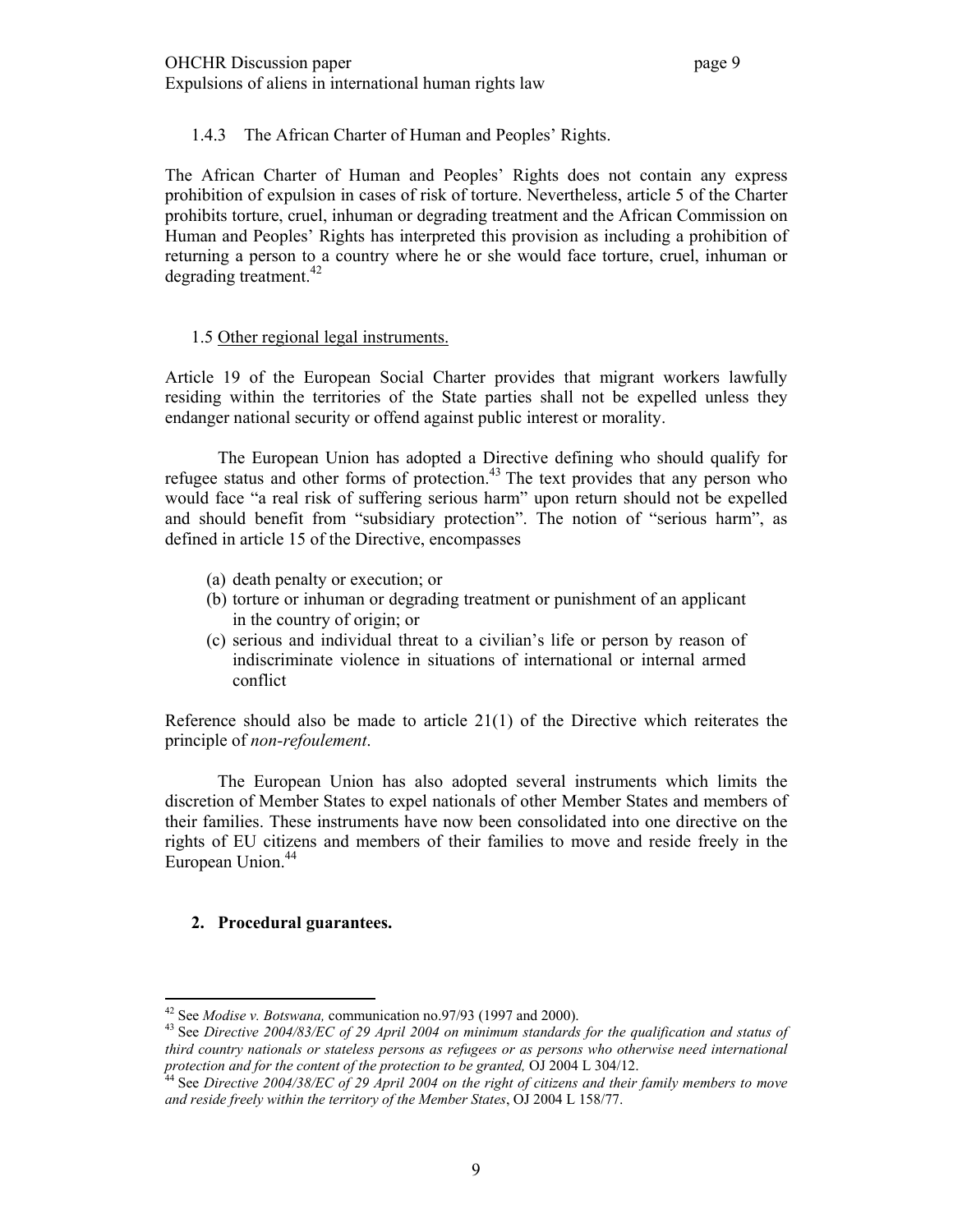### 1.4.3 The African Charter of Human and Peoples' Rights.

The African Charter of Human and Peoples' Rights does not contain any express prohibition of expulsion in cases of risk of torture. Nevertheless, article 5 of the Charter prohibits torture, cruel, inhuman or degrading treatment and the African Commission on Human and Peoples' Rights has interpreted this provision as including a prohibition of returning a person to a country where he or she would face torture, cruel, inhuman or degrading treatment.[42]

### 1.5 Other regional legal instruments.

Article 19 of the European Social Charter provides that migrant workers lawfully residing within the territories of the State parties shall not be expelled unless they endanger national security or offend against public interest or morality.

The European Union has adopted a Directive defining who should qualify for refugee status and other forms of protection.[43] The text provides that any person who would face "a real risk of suffering serious harm" upon return should not be expelled and should benefit from "subsidiary protection". The notion of "serious harm", as defined in article 15 of the Directive, encompasses

(a) death penalty or execution; or
(b) torture or inhuman or degrading treatment or punishment of an applicant in the country of origin; or
(c) serious and individual threat to a civilian's life or person by reason of indiscriminate violence in situations of international or internal armed conflict

Reference should also be made to article 21(1) of the Directive which reiterates the principle of *non-refoulement*.

The European Union has also adopted several instruments which limits the discretion of Member States to expel nationals of other Member States and members of their families. These instruments have now been consolidated into one directive on the rights of EU citizens and members of their families to move and reside freely in the European Union.[44]

## 2. Procedural guarantees.

---

[42] See *Modise v. Botswana,* communication no.97/93 (1997 and 2000).

[43] See *Directive 2004/83/EC of 29 April 2004 on minimum standards for the qualification and status of third country nationals or stateless persons as refugees or as persons who otherwise need international protection and for the content of the protection to be granted,* OJ 2004 L 304/12.

[44] See *Directive 2004/38/EC of 29 April 2004 on the right of citizens and their family members to move and reside freely within the territory of the Member States*, OJ 2004 L 158/77.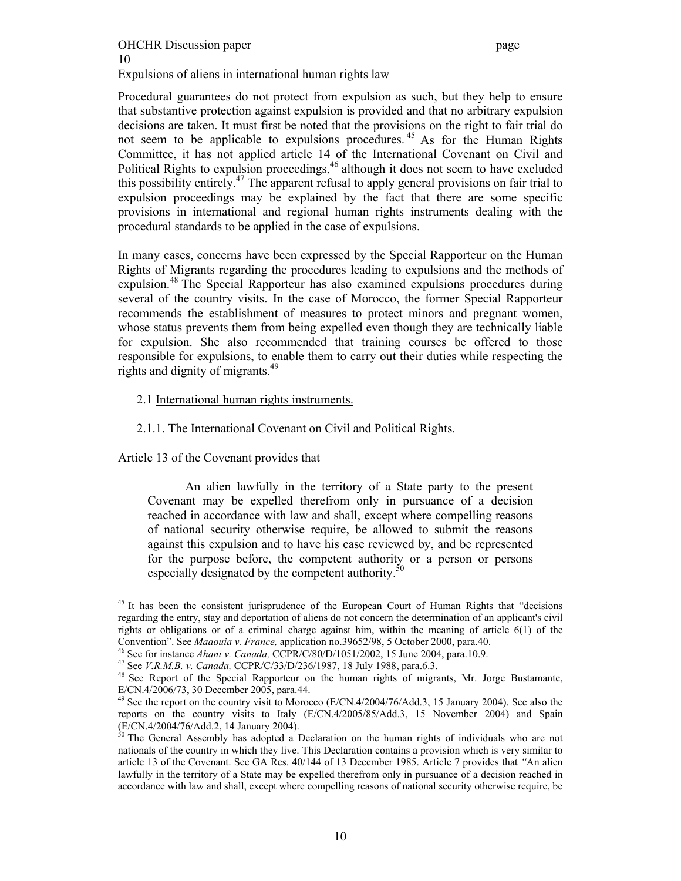Procedural guarantees do not protect from expulsion as such, but they help to ensure that substantive protection against expulsion is provided and that no arbitrary expulsion decisions are taken. It must first be noted that the provisions on the right to fair trial do not seem to be applicable to expulsions procedures.[45] As for the Human Rights Committee, it has not applied article 14 of the International Covenant on Civil and Political Rights to expulsion proceedings,[46] although it does not seem to have excluded this possibility entirely.[47] The apparent refusal to apply general provisions on fair trial to expulsion proceedings may be explained by the fact that there are some specific provisions in international and regional human rights instruments dealing with the procedural standards to be applied in the case of expulsions.

In many cases, concerns have been expressed by the Special Rapporteur on the Human Rights of Migrants regarding the procedures leading to expulsions and the methods of expulsion.[48] The Special Rapporteur has also examined expulsions procedures during several of the country visits. In the case of Morocco, the former Special Rapporteur recommends the establishment of measures to protect minors and pregnant women, whose status prevents them from being expelled even though they are technically liable for expulsion. She also recommended that training courses be offered to those responsible for expulsions, to enable them to carry out their duties while respecting the rights and dignity of migrants.[49]

### 2.1 International human rights instruments.

#### 2.1.1. The International Covenant on Civil and Political Rights.

Article 13 of the Covenant provides that

> An alien lawfully in the territory of a State party to the present Covenant may be expelled therefrom only in pursuance of a decision reached in accordance with law and shall, except where compelling reasons of national security otherwise require, be allowed to submit the reasons against this expulsion and to have his case reviewed by, and be represented for the purpose before, the competent authority or a person or persons especially designated by the competent authority.[50]

---

[45] It has been the consistent jurisprudence of the European Court of Human Rights that "decisions regarding the entry, stay and deportation of aliens do not concern the determination of an applicant's civil rights or obligations or of a criminal charge against him, within the meaning of article 6(1) of the Convention". See *Maaouia v. France,* application no.39652/98, 5 October 2000, para.40.

[46] See for instance *Ahani v. Canada,* CCPR/C/80/D/1051/2002, 15 June 2004, para.10.9.

[47] See *V.R.M.B. v. Canada,* CCPR/C/33/D/236/1987, 18 July 1988, para.6.3.

[48] See Report of the Special Rapporteur on the human rights of migrants, Mr. Jorge Bustamante, E/CN.4/2006/73, 30 December 2005, para.44.

[49] See the report on the country visit to Morocco (E/CN.4/2004/76/Add.3, 15 January 2004). See also the reports on the country visits to Italy (E/CN.4/2005/85/Add.3, 15 November 2004) and Spain (E/CN.4/2004/76/Add.2, 14 January 2004).

[50] The General Assembly has adopted a Declaration on the human rights of individuals who are not nationals of the country in which they live. This Declaration contains a provision which is very similar to article 13 of the Covenant. See GA Res. 40/144 of 13 December 1985. Article 7 provides that *"*An alien lawfully in the territory of a State may be expelled therefrom only in pursuance of a decision reached in accordance with law and shall, except where compelling reasons of national security otherwise require, be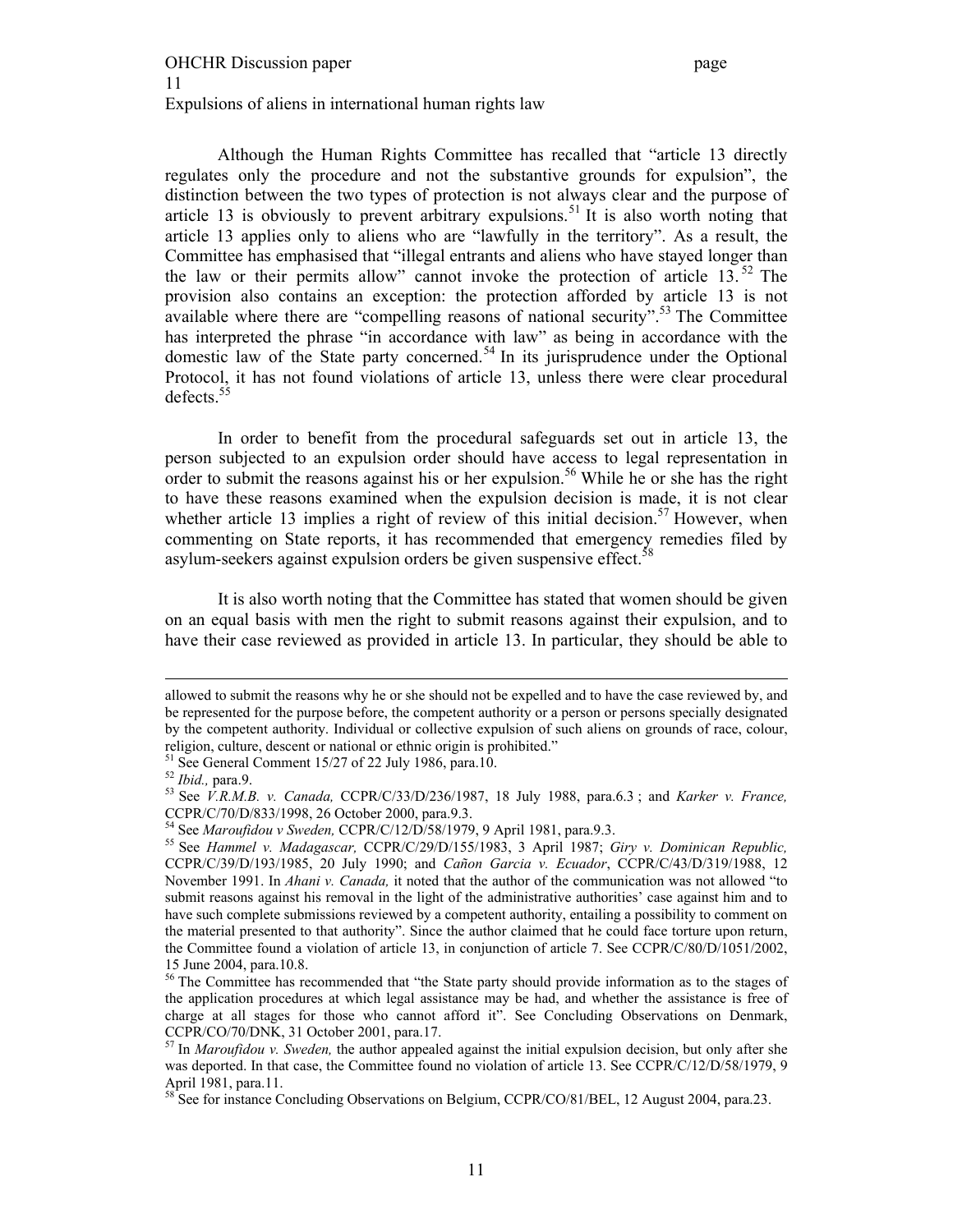Although the Human Rights Committee has recalled that "article 13 directly regulates only the procedure and not the substantive grounds for expulsion", the distinction between the two types of protection is not always clear and the purpose of article 13 is obviously to prevent arbitrary expulsions.[51] It is also worth noting that article 13 applies only to aliens who are "lawfully in the territory". As a result, the Committee has emphasised that "illegal entrants and aliens who have stayed longer than the law or their permits allow" cannot invoke the protection of article 13.[52] The provision also contains an exception: the protection afforded by article 13 is not available where there are "compelling reasons of national security".[53] The Committee has interpreted the phrase "in accordance with law" as being in accordance with the domestic law of the State party concerned.[54] In its jurisprudence under the Optional Protocol, it has not found violations of article 13, unless there were clear procedural defects.[55]

In order to benefit from the procedural safeguards set out in article 13, the person subjected to an expulsion order should have access to legal representation in order to submit the reasons against his or her expulsion.[56] While he or she has the right to have these reasons examined when the expulsion decision is made, it is not clear whether article 13 implies a right of review of this initial decision.[57] However, when commenting on State reports, it has recommended that emergency remedies filed by asylum-seekers against expulsion orders be given suspensive effect.[58]

It is also worth noting that the Committee has stated that women should be given on an equal basis with men the right to submit reasons against their expulsion, and to have their case reviewed as provided in article 13. In particular, they should be able to

---

allowed to submit the reasons why he or she should not be expelled and to have the case reviewed by, and be represented for the purpose before, the competent authority or a person or persons specially designated by the competent authority. Individual or collective expulsion of such aliens on grounds of race, colour, religion, culture, descent or national or ethnic origin is prohibited."

[51] See General Comment 15/27 of 22 July 1986, para.10.

[52] *Ibid.,* para.9.

[53] See *V.R.M.B. v. Canada,* CCPR/C/33/D/236/1987, 18 July 1988, para.6.3 ; and *Karker v. France,* CCPR/C/70/D/833/1998, 26 October 2000, para.9.3.

[54] See *Maroufidou v Sweden,* CCPR/C/12/D/58/1979, 9 April 1981, para.9.3.

[55] See *Hammel v. Madagascar,* CCPR/C/29/D/155/1983, 3 April 1987; *Giry v. Dominican Republic,* CCPR/C/39/D/193/1985, 20 July 1990; and *Cañon Garcia v. Ecuador*, CCPR/C/43/D/319/1988, 12 November 1991. In *Ahani v. Canada,* it noted that the author of the communication was not allowed "to submit reasons against his removal in the light of the administrative authorities' case against him and to have such complete submissions reviewed by a competent authority, entailing a possibility to comment on the material presented to that authority". Since the author claimed that he could face torture upon return, the Committee found a violation of article 13, in conjunction of article 7. See CCPR/C/80/D/1051/2002, 15 June 2004, para.10.8.

[56] The Committee has recommended that "the State party should provide information as to the stages of the application procedures at which legal assistance may be had, and whether the assistance is free of charge at all stages for those who cannot afford it". See Concluding Observations on Denmark, CCPR/CO/70/DNK, 31 October 2001, para.17.

[57] In *Maroufidou v. Sweden,* the author appealed against the initial expulsion decision, but only after she was deported. In that case, the Committee found no violation of article 13. See CCPR/C/12/D/58/1979, 9 April 1981, para.11.

[58] See for instance Concluding Observations on Belgium, CCPR/CO/81/BEL, 12 August 2004, para.23.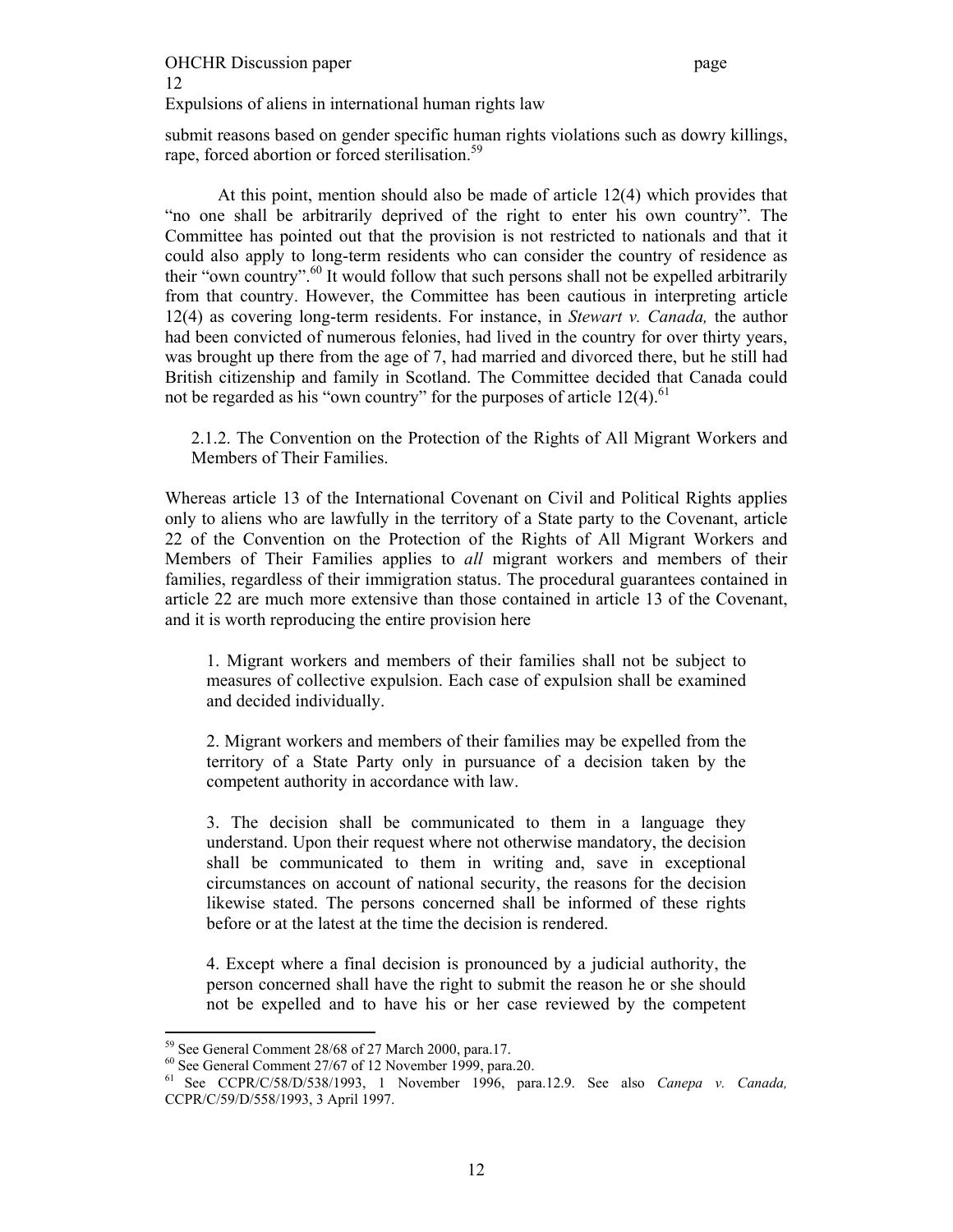submit reasons based on gender specific human rights violations such as dowry killings, rape, forced abortion or forced sterilisation.[59]

At this point, mention should also be made of article 12(4) which provides that "no one shall be arbitrarily deprived of the right to enter his own country". The Committee has pointed out that the provision is not restricted to nationals and that it could also apply to long-term residents who can consider the country of residence as their "own country".[60] It would follow that such persons shall not be expelled arbitrarily from that country. However, the Committee has been cautious in interpreting article 12(4) as covering long-term residents. For instance, in *Stewart v. Canada,* the author had been convicted of numerous felonies, had lived in the country for over thirty years, was brought up there from the age of 7, had married and divorced there, but he still had British citizenship and family in Scotland. The Committee decided that Canada could not be regarded as his "own country" for the purposes of article 12(4).[61]

### 2.1.2. The Convention on the Protection of the Rights of All Migrant Workers and Members of Their Families.

Whereas article 13 of the International Covenant on Civil and Political Rights applies only to aliens who are lawfully in the territory of a State party to the Covenant, article 22 of the Convention on the Protection of the Rights of All Migrant Workers and Members of Their Families applies to *all* migrant workers and members of their families, regardless of their immigration status. The procedural guarantees contained in article 22 are much more extensive than those contained in article 13 of the Covenant, and it is worth reproducing the entire provision here

> 1. Migrant workers and members of their families shall not be subject to measures of collective expulsion. Each case of expulsion shall be examined and decided individually.
>
> 2. Migrant workers and members of their families may be expelled from the territory of a State Party only in pursuance of a decision taken by the competent authority in accordance with law.
>
> 3. The decision shall be communicated to them in a language they understand. Upon their request where not otherwise mandatory, the decision shall be communicated to them in writing and, save in exceptional circumstances on account of national security, the reasons for the decision likewise stated. The persons concerned shall be informed of these rights before or at the latest at the time the decision is rendered.
>
> 4. Except where a final decision is pronounced by a judicial authority, the person concerned shall have the right to submit the reason he or she should not be expelled and to have his or her case reviewed by the competent

---

[59] See General Comment 28/68 of 27 March 2000, para.17.

[60] See General Comment 27/67 of 12 November 1999, para.20.

[61] See CCPR/C/58/D/538/1993, 1 November 1996, para.12.9. See also *Canepa v. Canada,* CCPR/C/59/D/558/1993, 3 April 1997.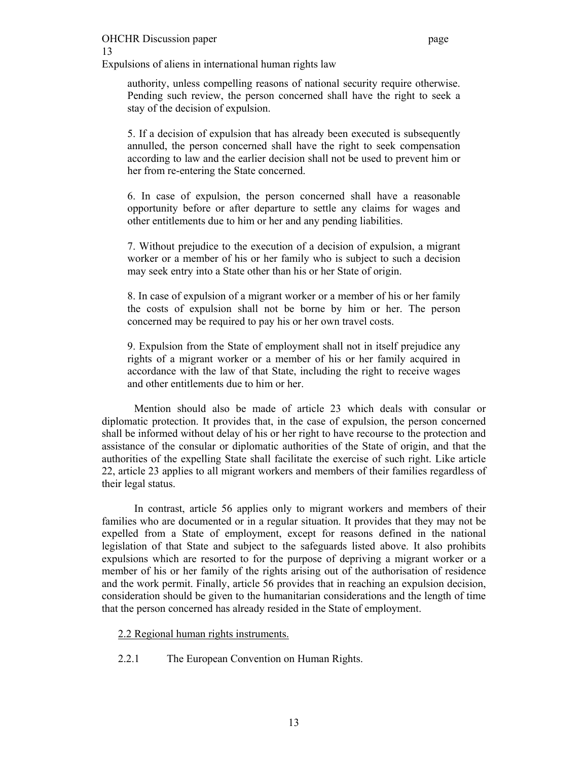authority, unless compelling reasons of national security require otherwise. Pending such review, the person concerned shall have the right to seek a stay of the decision of expulsion.

> 5. If a decision of expulsion that has already been executed is subsequently annulled, the person concerned shall have the right to seek compensation according to law and the earlier decision shall not be used to prevent him or her from re-entering the State concerned.
>
> 6. In case of expulsion, the person concerned shall have a reasonable opportunity before or after departure to settle any claims for wages and other entitlements due to him or her and any pending liabilities.
>
> 7. Without prejudice to the execution of a decision of expulsion, a migrant worker or a member of his or her family who is subject to such a decision may seek entry into a State other than his or her State of origin.
>
> 8. In case of expulsion of a migrant worker or a member of his or her family the costs of expulsion shall not be borne by him or her. The person concerned may be required to pay his or her own travel costs.
>
> 9. Expulsion from the State of employment shall not in itself prejudice any rights of a migrant worker or a member of his or her family acquired in accordance with the law of that State, including the right to receive wages and other entitlements due to him or her.

Mention should also be made of article 23 which deals with consular or diplomatic protection. It provides that, in the case of expulsion, the person concerned shall be informed without delay of his or her right to have recourse to the protection and assistance of the consular or diplomatic authorities of the State of origin, and that the authorities of the expelling State shall facilitate the exercise of such right. Like article 22, article 23 applies to all migrant workers and members of their families regardless of their legal status.

In contrast, article 56 applies only to migrant workers and members of their families who are documented or in a regular situation. It provides that they may not be expelled from a State of employment, except for reasons defined in the national legislation of that State and subject to the safeguards listed above. It also prohibits expulsions which are resorted to for the purpose of depriving a migrant worker or a member of his or her family of the rights arising out of the authorisation of residence and the work permit. Finally, article 56 provides that in reaching an expulsion decision, consideration should be given to the humanitarian considerations and the length of time that the person concerned has already resided in the State of employment.

## 2.2 Regional human rights instruments.

### 2.2.1 The European Convention on Human Rights.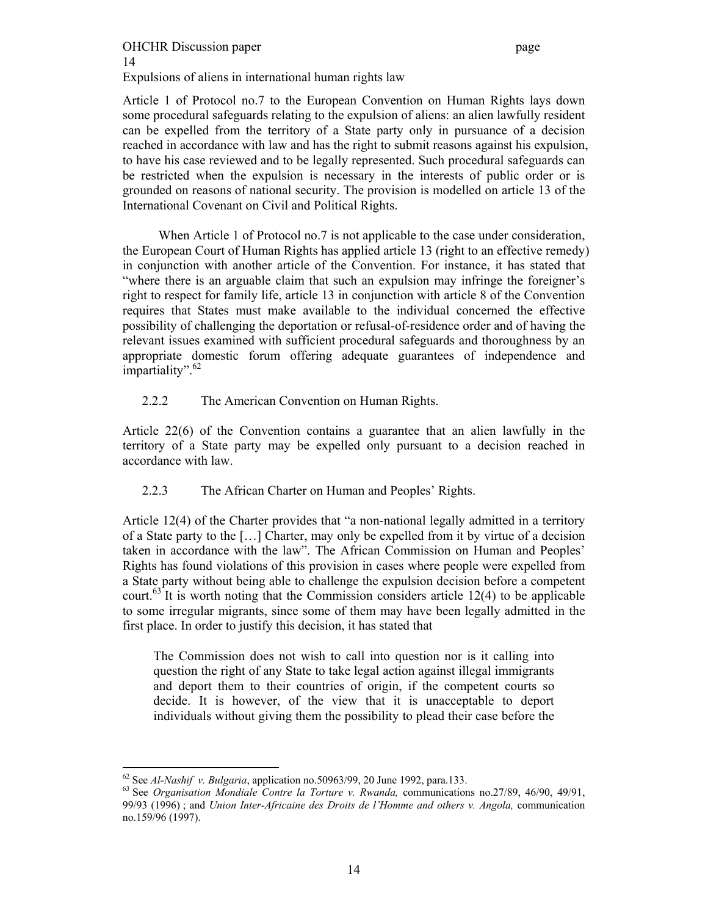Article 1 of Protocol no.7 to the European Convention on Human Rights lays down some procedural safeguards relating to the expulsion of aliens: an alien lawfully resident can be expelled from the territory of a State party only in pursuance of a decision reached in accordance with law and has the right to submit reasons against his expulsion, to have his case reviewed and to be legally represented. Such procedural safeguards can be restricted when the expulsion is necessary in the interests of public order or is grounded on reasons of national security. The provision is modelled on article 13 of the International Covenant on Civil and Political Rights.

When Article 1 of Protocol no.7 is not applicable to the case under consideration, the European Court of Human Rights has applied article 13 (right to an effective remedy) in conjunction with another article of the Convention. For instance, it has stated that "where there is an arguable claim that such an expulsion may infringe the foreigner's right to respect for family life, article 13 in conjunction with article 8 of the Convention requires that States must make available to the individual concerned the effective possibility of challenging the deportation or refusal-of-residence order and of having the relevant issues examined with sufficient procedural safeguards and thoroughness by an appropriate domestic forum offering adequate guarantees of independence and impartiality".[62]

### 2.2.2 The American Convention on Human Rights.

Article 22(6) of the Convention contains a guarantee that an alien lawfully in the territory of a State party may be expelled only pursuant to a decision reached in accordance with law.

### 2.2.3 The African Charter on Human and Peoples' Rights.

Article 12(4) of the Charter provides that "a non-national legally admitted in a territory of a State party to the […] Charter, may only be expelled from it by virtue of a decision taken in accordance with the law". The African Commission on Human and Peoples' Rights has found violations of this provision in cases where people were expelled from a State party without being able to challenge the expulsion decision before a competent court.[63] It is worth noting that the Commission considers article 12(4) to be applicable to some irregular migrants, since some of them may have been legally admitted in the first place. In order to justify this decision, it has stated that

> The Commission does not wish to call into question nor is it calling into question the right of any State to take legal action against illegal immigrants and deport them to their countries of origin, if the competent courts so decide. It is however, of the view that it is unacceptable to deport individuals without giving them the possibility to plead their case before the

---

[62] See *Al-Nashif v. Bulgaria*, application no.50963/99, 20 June 1992, para.133.

[63] See *Organisation Mondiale Contre la Torture v. Rwanda,* communications no.27/89, 46/90, 49/91, 99/93 (1996) ; and *Union Inter-Africaine des Droits de l'Homme and others v. Angola,* communication no.159/96 (1997).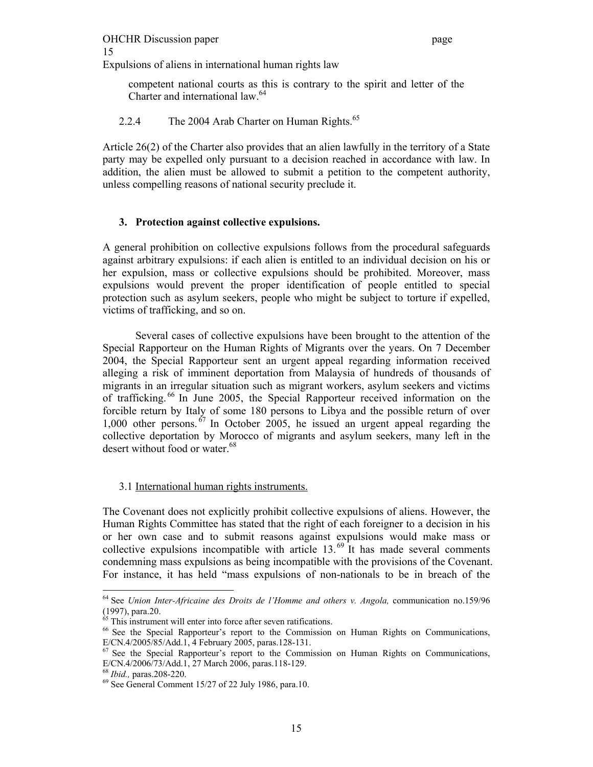competent national courts as this is contrary to the spirit and letter of the Charter and international law.[64]

#### 2.2.4 The 2004 Arab Charter on Human Rights.[65]

Article 26(2) of the Charter also provides that an alien lawfully in the territory of a State party may be expelled only pursuant to a decision reached in accordance with law. In addition, the alien must be allowed to submit a petition to the competent authority, unless compelling reasons of national security preclude it.

## 3. Protection against collective expulsions.

A general prohibition on collective expulsions follows from the procedural safeguards against arbitrary expulsions: if each alien is entitled to an individual decision on his or her expulsion, mass or collective expulsions should be prohibited. Moreover, mass expulsions would prevent the proper identification of people entitled to special protection such as asylum seekers, people who might be subject to torture if expelled, victims of trafficking, and so on.

Several cases of collective expulsions have been brought to the attention of the Special Rapporteur on the Human Rights of Migrants over the years. On 7 December 2004, the Special Rapporteur sent an urgent appeal regarding information received alleging a risk of imminent deportation from Malaysia of hundreds of thousands of migrants in an irregular situation such as migrant workers, asylum seekers and victims of trafficking.[66] In June 2005, the Special Rapporteur received information on the forcible return by Italy of some 180 persons to Libya and the possible return of over 1,000 other persons.[67] In October 2005, he issued an urgent appeal regarding the collective deportation by Morocco of migrants and asylum seekers, many left in the desert without food or water.[68]

### 3.1 International human rights instruments.

The Covenant does not explicitly prohibit collective expulsions of aliens. However, the Human Rights Committee has stated that the right of each foreigner to a decision in his or her own case and to submit reasons against expulsions would make mass or collective expulsions incompatible with article 13.[69] It has made several comments condemning mass expulsions as being incompatible with the provisions of the Covenant. For instance, it has held "mass expulsions of non-nationals to be in breach of the

---

[64] See *Union Inter-Africaine des Droits de l'Homme and others v. Angola,* communication no.159/96 (1997), para.20.

[65] This instrument will enter into force after seven ratifications.

[66] See the Special Rapporteur's report to the Commission on Human Rights on Communications, E/CN.4/2005/85/Add.1, 4 February 2005, paras.128-131.

[67] See the Special Rapporteur's report to the Commission on Human Rights on Communications, E/CN.4/2006/73/Add.1, 27 March 2006, paras.118-129.

[68] *Ibid.,* paras.208-220.

[69] See General Comment 15/27 of 22 July 1986, para.10.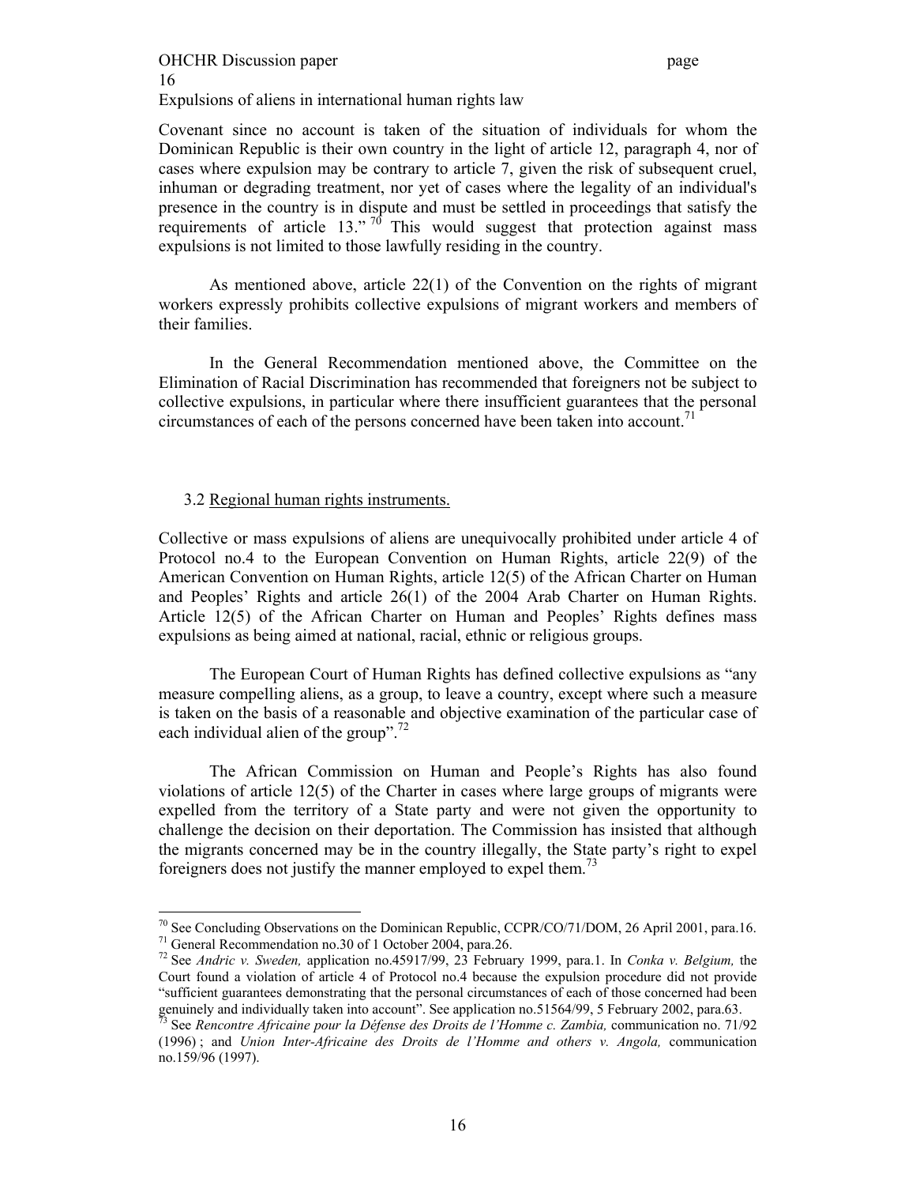Covenant since no account is taken of the situation of individuals for whom the Dominican Republic is their own country in the light of article 12, paragraph 4, nor of cases where expulsion may be contrary to article 7, given the risk of subsequent cruel, inhuman or degrading treatment, nor yet of cases where the legality of an individual's presence in the country is in dispute and must be settled in proceedings that satisfy the requirements of article 13."[70] This would suggest that protection against mass expulsions is not limited to those lawfully residing in the country.

As mentioned above, article 22(1) of the Convention on the rights of migrant workers expressly prohibits collective expulsions of migrant workers and members of their families.

In the General Recommendation mentioned above, the Committee on the Elimination of Racial Discrimination has recommended that foreigners not be subject to collective expulsions, in particular where there insufficient guarantees that the personal circumstances of each of the persons concerned have been taken into account.[71]

### 3.2 Regional human rights instruments.

Collective or mass expulsions of aliens are unequivocally prohibited under article 4 of Protocol no.4 to the European Convention on Human Rights, article 22(9) of the American Convention on Human Rights, article 12(5) of the African Charter on Human and Peoples' Rights and article 26(1) of the 2004 Arab Charter on Human Rights. Article 12(5) of the African Charter on Human and Peoples' Rights defines mass expulsions as being aimed at national, racial, ethnic or religious groups.

The European Court of Human Rights has defined collective expulsions as "any measure compelling aliens, as a group, to leave a country, except where such a measure is taken on the basis of a reasonable and objective examination of the particular case of each individual alien of the group".[72]

The African Commission on Human and People's Rights has also found violations of article 12(5) of the Charter in cases where large groups of migrants were expelled from the territory of a State party and were not given the opportunity to challenge the decision on their deportation. The Commission has insisted that although the migrants concerned may be in the country illegally, the State party's right to expel foreigners does not justify the manner employed to expel them.[73]

---

[70] See Concluding Observations on the Dominican Republic, CCPR/CO/71/DOM, 26 April 2001, para.16.

[71] General Recommendation no.30 of 1 October 2004, para.26.

[72] See *Andric v. Sweden,* application no.45917/99, 23 February 1999, para.1. In *Conka v. Belgium,* the Court found a violation of article 4 of Protocol no.4 because the expulsion procedure did not provide "sufficient guarantees demonstrating that the personal circumstances of each of those concerned had been genuinely and individually taken into account". See application no.51564/99, 5 February 2002, para.63.

[73] See *Rencontre Africaine pour la Défense des Droits de l'Homme c. Zambia,* communication no. 71/92 (1996) ; and *Union Inter-Africaine des Droits de l'Homme and others v. Angola,* communication no.159/96 (1997).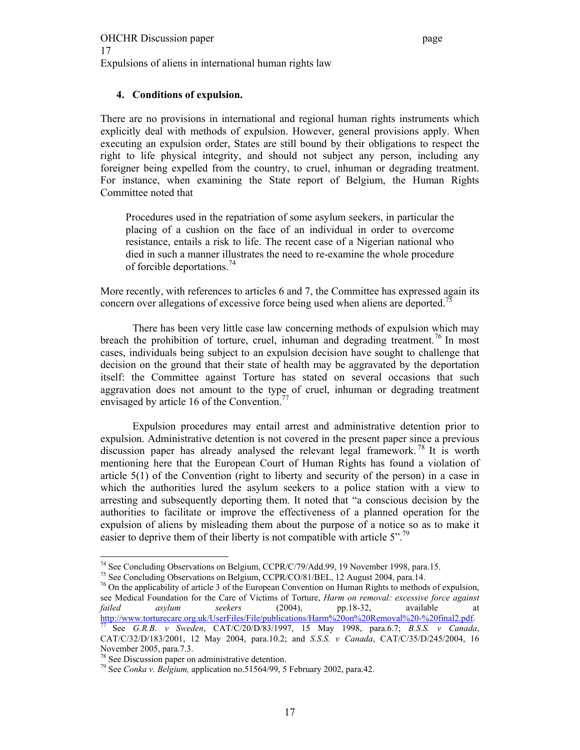### 4. Conditions of expulsion.

There are no provisions in international and regional human rights instruments which explicitly deal with methods of expulsion. However, general provisions apply. When executing an expulsion order, States are still bound by their obligations to respect the right to life physical integrity, and should not subject any person, including any foreigner being expelled from the country, to cruel, inhuman or degrading treatment. For instance, when examining the State report of Belgium, the Human Rights Committee noted that

> Procedures used in the repatriation of some asylum seekers, in particular the placing of a cushion on the face of an individual in order to overcome resistance, entails a risk to life. The recent case of a Nigerian national who died in such a manner illustrates the need to re-examine the whole procedure of forcible deportations.[74]

More recently, with references to articles 6 and 7, the Committee has expressed again its concern over allegations of excessive force being used when aliens are deported.[75]

There has been very little case law concerning methods of expulsion which may breach the prohibition of torture, cruel, inhuman and degrading treatment.[76] In most cases, individuals being subject to an expulsion decision have sought to challenge that decision on the ground that their state of health may be aggravated by the deportation itself: the Committee against Torture has stated on several occasions that such aggravation does not amount to the type of cruel, inhuman or degrading treatment envisaged by article 16 of the Convention.[77]

Expulsion procedures may entail arrest and administrative detention prior to expulsion. Administrative detention is not covered in the present paper since a previous discussion paper has already analysed the relevant legal framework.[78] It is worth mentioning here that the European Court of Human Rights has found a violation of article 5(1) of the Convention (right to liberty and security of the person) in a case in which the authorities lured the asylum seekers to a police station with a view to arresting and subsequently deporting them. It noted that "a conscious decision by the authorities to facilitate or improve the effectiveness of a planned operation for the expulsion of aliens by misleading them about the purpose of a notice so as to make it easier to deprive them of their liberty is not compatible with article 5".[79]

---

[74] See Concluding Observations on Belgium, CCPR/C/79/Add.99, 19 November 1998, para.15.

[75] See Concluding Observations on Belgium, CCPR/CO/81/BEL, 12 August 2004, para.14.

[76] On the applicability of article 3 of the European Convention on Human Rights to methods of expulsion, see Medical Foundation for the Care of Victims of Torture, *Harm on removal: excessive force against failed asylum seekers* (2004), pp.18-32, available at http://www.torturecare.org.uk/UserFiles/File/publications/Harm%20on%20Removal%20-%20final2.pdf.

[77] See *G.R.B. v Sweden*, CAT/C/20/D/83/1997, 15 May 1998, para.6.7; *B.S.S. v Canada*, CAT/C/32/D/183/2001, 12 May 2004, para.10.2; and *S.S.S. v Canada*, CAT/C/35/D/245/2004, 16 November 2005, para.7.3.

[78] See Discussion paper on administrative detention.

[79] See *Conka v. Belgium,* application no.51564/99, 5 February 2002, para.42.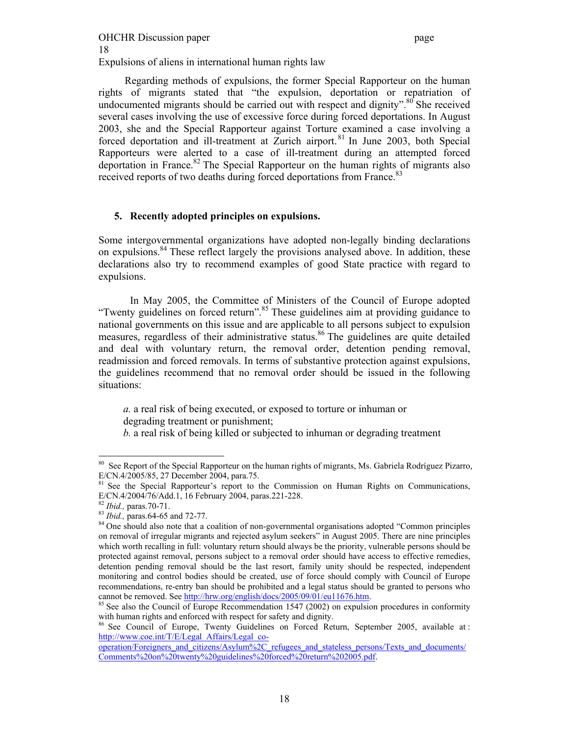Regarding methods of expulsions, the former Special Rapporteur on the human rights of migrants stated that "the expulsion, deportation or repatriation of undocumented migrants should be carried out with respect and dignity".[80] She received several cases involving the use of excessive force during forced deportations. In August 2003, she and the Special Rapporteur against Torture examined a case involving a forced deportation and ill-treatment at Zurich airport.[81] In June 2003, both Special Rapporteurs were alerted to a case of ill-treatment during an attempted forced deportation in France.[82] The Special Rapporteur on the human rights of migrants also received reports of two deaths during forced deportations from France.[83]

## 5. Recently adopted principles on expulsions.

Some intergovernmental organizations have adopted non-legally binding declarations on expulsions.[84] These reflect largely the provisions analysed above. In addition, these declarations also try to recommend examples of good State practice with regard to expulsions.

In May 2005, the Committee of Ministers of the Council of Europe adopted "Twenty guidelines on forced return".[85] These guidelines aim at providing guidance to national governments on this issue and are applicable to all persons subject to expulsion measures, regardless of their administrative status.[86] The guidelines are quite detailed and deal with voluntary return, the removal order, detention pending removal, readmission and forced removals. In terms of substantive protection against expulsions, the guidelines recommend that no removal order should be issued in the following situations:

*a.* a real risk of being executed, or exposed to torture or inhuman or degrading treatment or punishment;
*b.* a real risk of being killed or subjected to inhuman or degrading treatment

---

[80] See Report of the Special Rapporteur on the human rights of migrants, Ms. Gabriela Rodríguez Pizarro, E/CN.4/2005/85, 27 December 2004, para.75.

[81] See the Special Rapporteur's report to the Commission on Human Rights on Communications, E/CN.4/2004/76/Add.1, 16 February 2004, paras.221-228.

[82] *Ibid.,* paras.70-71.

[83] *Ibid.,* paras.64-65 and 72-77.

[84] One should also note that a coalition of non-governmental organisations adopted "Common principles on removal of irregular migrants and rejected asylum seekers" in August 2005. There are nine principles which worth recalling in full: voluntary return should always be the priority, vulnerable persons should be protected against removal, persons subject to a removal order should have access to effective remedies, detention pending removal should be the last resort, family unity should be respected, independent monitoring and control bodies should be created, use of force should comply with Council of Europe recommendations, re-entry ban should be prohibited and a legal status should be granted to persons who cannot be removed. See http://hrw.org/english/docs/2005/09/01/eu11676.htm.

[85] See also the Council of Europe Recommendation 1547 (2002) on expulsion procedures in conformity with human rights and enforced with respect for safety and dignity.

[86] See Council of Europe, Twenty Guidelines on Forced Return, September 2005, available at : http://www.coe.int/T/E/Legal_Affairs/Legal_co-operation/Foreigners_and_citizens/Asylum%2C_refugees_and_stateless_persons/Texts_and_documents/Comments%20on%20twenty%20guidelines%20forced%20return%202005.pdf.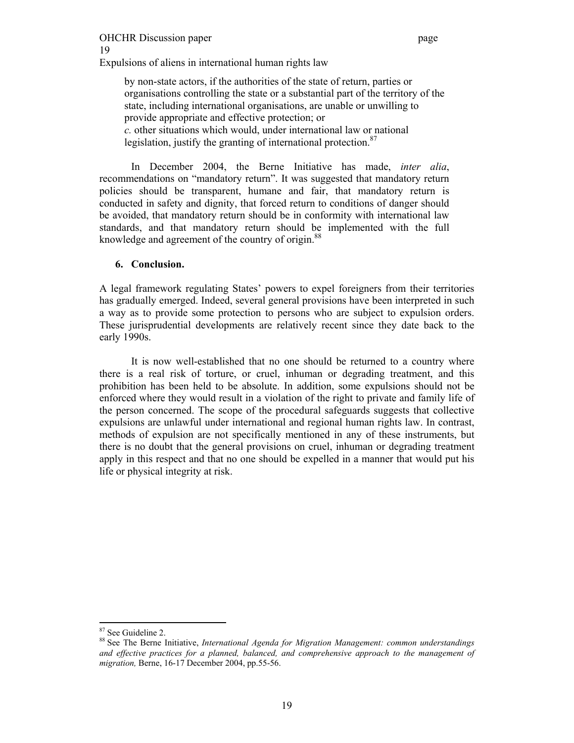by non-state actors, if the authorities of the state of return, parties or organisations controlling the state or a substantial part of the territory of the state, including international organisations, are unable or unwilling to provide appropriate and effective protection; or
*c.* other situations which would, under international law or national legislation, justify the granting of international protection.[87]

In December 2004, the Berne Initiative has made, *inter alia*, recommendations on "mandatory return". It was suggested that mandatory return policies should be transparent, humane and fair, that mandatory return is conducted in safety and dignity, that forced return to conditions of danger should be avoided, that mandatory return should be in conformity with international law standards, and that mandatory return should be implemented with the full knowledge and agreement of the country of origin.[88]

## 6. Conclusion.

A legal framework regulating States' powers to expel foreigners from their territories has gradually emerged. Indeed, several general provisions have been interpreted in such a way as to provide some protection to persons who are subject to expulsion orders. These jurisprudential developments are relatively recent since they date back to the early 1990s.

It is now well-established that no one should be returned to a country where there is a real risk of torture, or cruel, inhuman or degrading treatment, and this prohibition has been held to be absolute. In addition, some expulsions should not be enforced where they would result in a violation of the right to private and family life of the person concerned. The scope of the procedural safeguards suggests that collective expulsions are unlawful under international and regional human rights law. In contrast, methods of expulsion are not specifically mentioned in any of these instruments, but there is no doubt that the general provisions on cruel, inhuman or degrading treatment apply in this respect and that no one should be expelled in a manner that would put his life or physical integrity at risk.

---

[87] See Guideline 2.

[88] See The Berne Initiative, *International Agenda for Migration Management: common understandings and effective practices for a planned, balanced, and comprehensive approach to the management of migration,* Berne, 16-17 December 2004, pp.55-56.